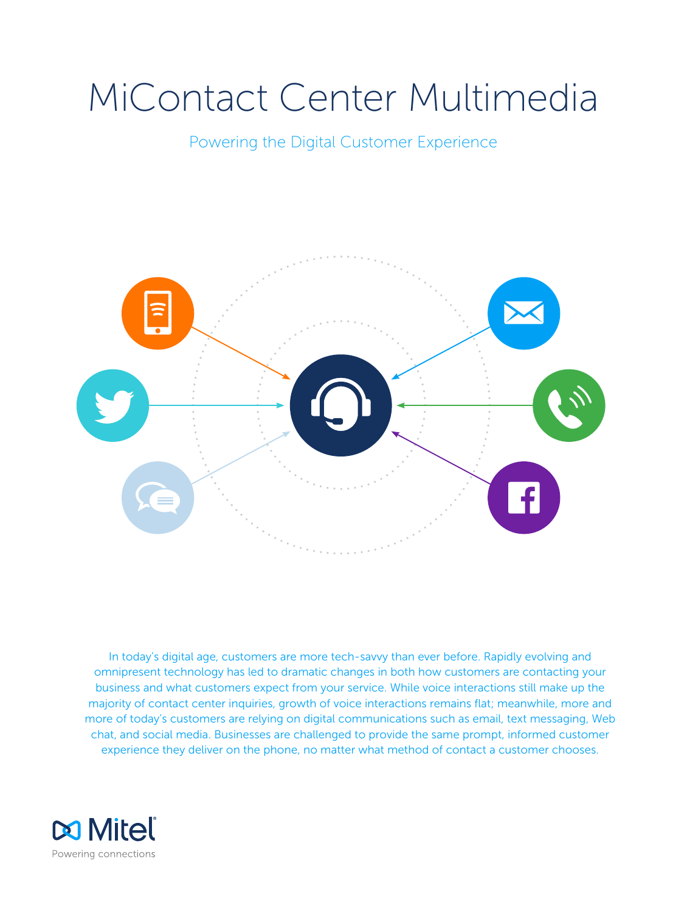# MiContact Center Multimedia

Powering the Digital Customer Experience

In today's digital age, customers are more tech-savvy than ever before. Rapidly evolving and omnipresent technology has led to dramatic changes in both how customers are contacting your business and what customers expect from your service. While voice interactions still make up the majority of contact center inquiries, growth of voice interactions remains flat; meanwhile, more and more of today's customers are relying on digital communications such as email, text messaging, Web chat, and social media. Businesses are challenged to provide the same prompt, informed customer experience they deliver on the phone, no matter what method of contact a customer chooses.

Mitel

Powering connections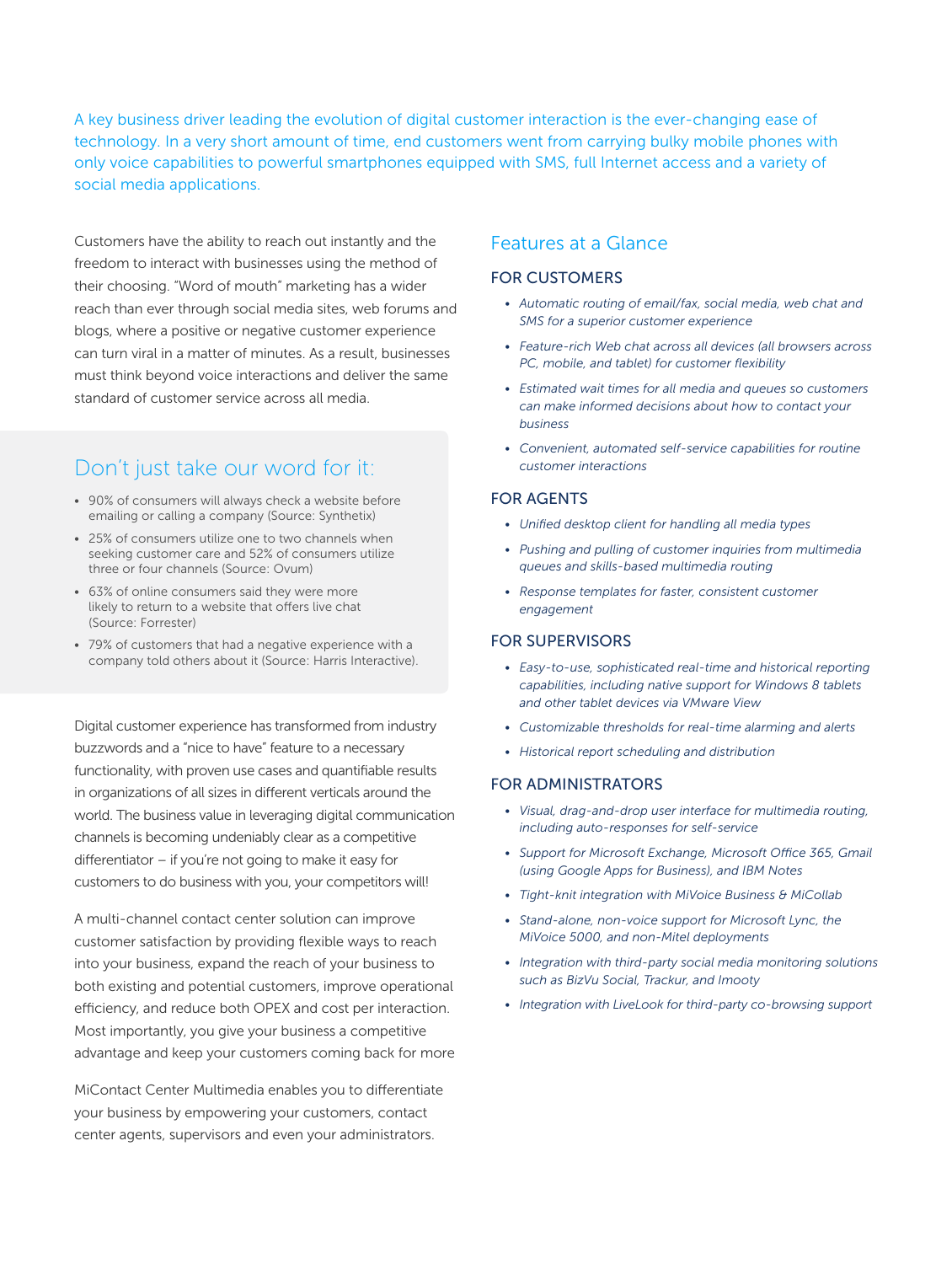A key business driver leading the evolution of digital customer interaction is the ever-changing ease of technology. In a very short amount of time, end customers went from carrying bulky mobile phones with only voice capabilities to powerful smartphones equipped with SMS, full Internet access and a variety of social media applications.

Customers have the ability to reach out instantly and the freedom to interact with businesses using the method of their choosing. "Word of mouth" marketing has a wider reach than ever through social media sites, web forums and blogs, where a positive or negative customer experience can turn viral in a matter of minutes. As a result, businesses must think beyond voice interactions and deliver the same standard of customer service across all media.

## Don't just take our word for it:

- 90% of consumers will always check a website before emailing or calling a company (Source: Synthetix)
- 25% of consumers utilize one to two channels when seeking customer care and 52% of consumers utilize three or four channels (Source: Ovum)
- 63% of online consumers said they were more likely to return to a website that offers live chat (Source: Forrester)
- 79% of customers that had a negative experience with a company told others about it (Source: Harris Interactive).

Digital customer experience has transformed from industry buzzwords and a "nice to have" feature to a necessary functionality, with proven use cases and quantifiable results in organizations of all sizes in different verticals around the world. The business value in leveraging digital communication channels is becoming undeniably clear as a competitive differentiator – if you're not going to make it easy for customers to do business with you, your competitors will!

A multi-channel contact center solution can improve customer satisfaction by providing flexible ways to reach into your business, expand the reach of your business to both existing and potential customers, improve operational efficiency, and reduce both OPEX and cost per interaction. Most importantly, you give your business a competitive advantage and keep your customers coming back for more

MiContact Center Multimedia enables you to differentiate your business by empowering your customers, contact center agents, supervisors and even your administrators.

## Features at a Glance

### FOR CUSTOMERS

- *Automatic routing of email/fax, social media, web chat and SMS for a superior customer experience*
- *Feature-rich Web chat across all devices (all browsers across PC, mobile, and tablet) for customer flexibility*
- *Estimated wait times for all media and queues so customers can make informed decisions about how to contact your business*
- *Convenient, automated self-service capabilities for routine customer interactions*

### FOR AGENTS

- *Unified desktop client for handling all media types*
- *Pushing and pulling of customer inquiries from multimedia queues and skills-based multimedia routing*
- *Response templates for faster, consistent customer engagement*

### FOR SUPERVISORS

- *Easy-to-use, sophisticated real-time and historical reporting capabilities, including native support for Windows 8 tablets and other tablet devices via VMware View*
- *Customizable thresholds for real-time alarming and alerts*
- *Historical report scheduling and distribution*

### FOR ADMINISTRATORS

- *Visual, drag-and-drop user interface for multimedia routing, including auto-responses for self-service*
- *Support for Microsoft Exchange, Microsoft Office 365, Gmail (using Google Apps for Business), and IBM Notes*
- *Tight-knit integration with MiVoice Business & MiCollab*
- *Stand-alone, non-voice support for Microsoft Lync, the MiVoice 5000, and non-Mitel deployments*
- *Integration with third-party social media monitoring solutions such as BizVu Social, Trackur, and Imooty*
- *Integration with LiveLook for third-party co-browsing support*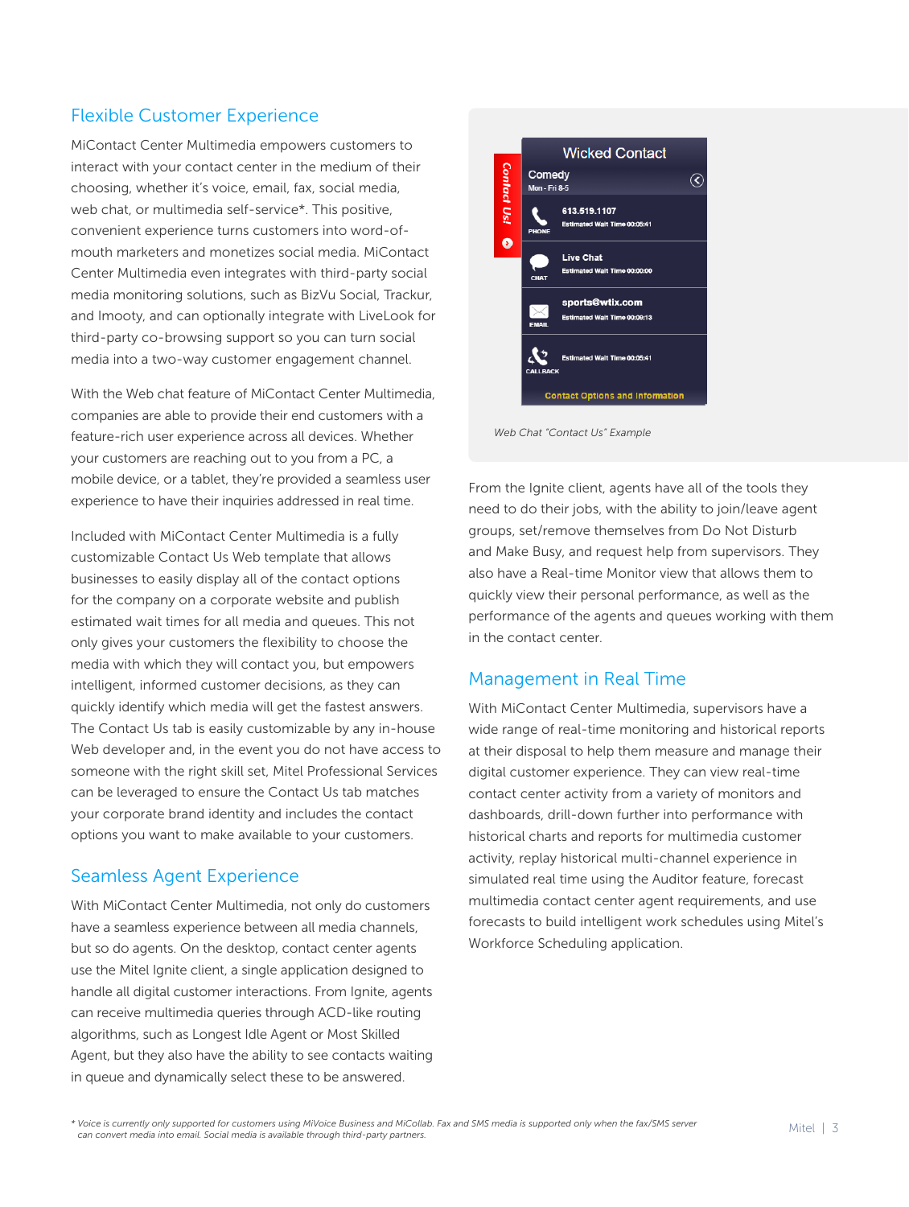## Flexible Customer Experience

MiContact Center Multimedia empowers customers to interact with your contact center in the medium of their choosing, whether it's voice, email, fax, social media, web chat, or multimedia self-service*. This positive, convenient experience turns customers into word-of-mouth marketers and monetizes social media. MiContact Center Multimedia even integrates with third-party social media monitoring solutions, such as BizVu Social, Trackur, and Imooty, and can optionally integrate with LiveLook for third-party co-browsing support so you can turn social media into a two-way customer engagement channel.

With the Web chat feature of MiContact Center Multimedia, companies are able to provide their end customers with a feature-rich user experience across all devices. Whether your customers are reaching out to you from a PC, a mobile device, or a tablet, they're provided a seamless user experience to have their inquiries addressed in real time.

Included with MiContact Center Multimedia is a fully customizable Contact Us Web template that allows businesses to easily display all of the contact options for the company on a corporate website and publish estimated wait times for all media and queues. This not only gives your customers the flexibility to choose the media with which they will contact you, but empowers intelligent, informed customer decisions, as they can quickly identify which media will get the fastest answers. The Contact Us tab is easily customizable by any in-house Web developer and, in the event you do not have access to someone with the right skill set, Mitel Professional Services can be leveraged to ensure the Contact Us tab matches your corporate brand identity and includes the contact options you want to make available to your customers.

## Seamless Agent Experience

With MiContact Center Multimedia, not only do customers have a seamless experience between all media channels, but so do agents. On the desktop, contact center agents use the Mitel Ignite client, a single application designed to handle all digital customer interactions. From Ignite, agents can receive multimedia queries through ACD-like routing algorithms, such as Longest Idle Agent or Most Skilled Agent, but they also have the ability to see contacts waiting in queue and dynamically select these to be answered.

*Web Chat "Contact Us" Example*

From the Ignite client, agents have all of the tools they need to do their jobs, with the ability to join/leave agent groups, set/remove themselves from Do Not Disturb and Make Busy, and request help from supervisors. They also have a Real-time Monitor view that allows them to quickly view their personal performance, as well as the performance of the agents and queues working with them in the contact center.

## Management in Real Time

With MiContact Center Multimedia, supervisors have a wide range of real-time monitoring and historical reports at their disposal to help them measure and manage their digital customer experience. They can view real-time contact center activity from a variety of monitors and dashboards, drill-down further into performance with historical charts and reports for multimedia customer activity, replay historical multi-channel experience in simulated real time using the Auditor feature, forecast multimedia contact center agent requirements, and use forecasts to build intelligent work schedules using Mitel's Workforce Scheduling application.

*\* Voice is currently only supported for customers using MiVoice Business and MiCollab. Fax and SMS media is supported only when the fax/SMS server can convert media into email. Social media is available through third-party partners.*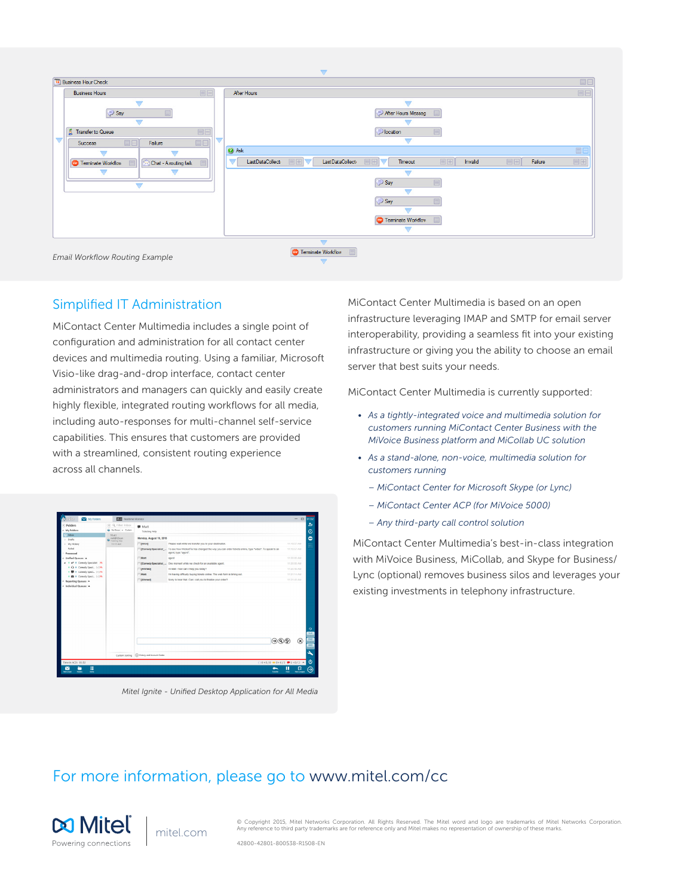*Email Workflow Routing Example*

## Simplified IT Administration

MiContact Center Multimedia includes a single point of configuration and administration for all contact center devices and multimedia routing. Using a familiar, Microsoft Visio-like drag-and-drop interface, contact center administrators and managers can quickly and easily create highly flexible, integrated routing workflows for all media, including auto-responses for multi-channel self-service capabilities. This ensures that customers are provided with a streamlined, consistent routing experience across all channels.

*Mitel Ignite - Unified Desktop Application for All Media*

MiContact Center Multimedia is based on an open infrastructure leveraging IMAP and SMTP for email server interoperability, providing a seamless fit into your existing infrastructure or giving you the ability to choose an email server that best suits your needs.

MiContact Center Multimedia is currently supported:

- *As a tightly-integrated voice and multimedia solution for customers running MiContact Center Business with the MiVoice Business platform and MiCollab UC solution*
- *As a stand-alone, non-voice, multimedia solution for customers running*
  - *MiContact Center for Microsoft Skype (or Lync)*
  - *MiContact Center ACP (for MiVoice 5000)*
  - *Any third-party call control solution*

MiContact Center Multimedia's best-in-class integration with MiVoice Business, MiCollab, and Skype for Business/ Lync (optional) removes business silos and leverages your existing investments in telephony infrastructure.

## For more information, please go to www.mitel.com/cc

Mitel
Powering connections

mitel.com

© Copyright 2015, Mitel Networks Corporation. All Rights Reserved. The Mitel word and logo are trademarks of Mitel Networks Corporation. Any reference to third party trademarks are for reference only and Mitel makes no representation of ownership of these marks.

42800-42801-800538-R1508-EN